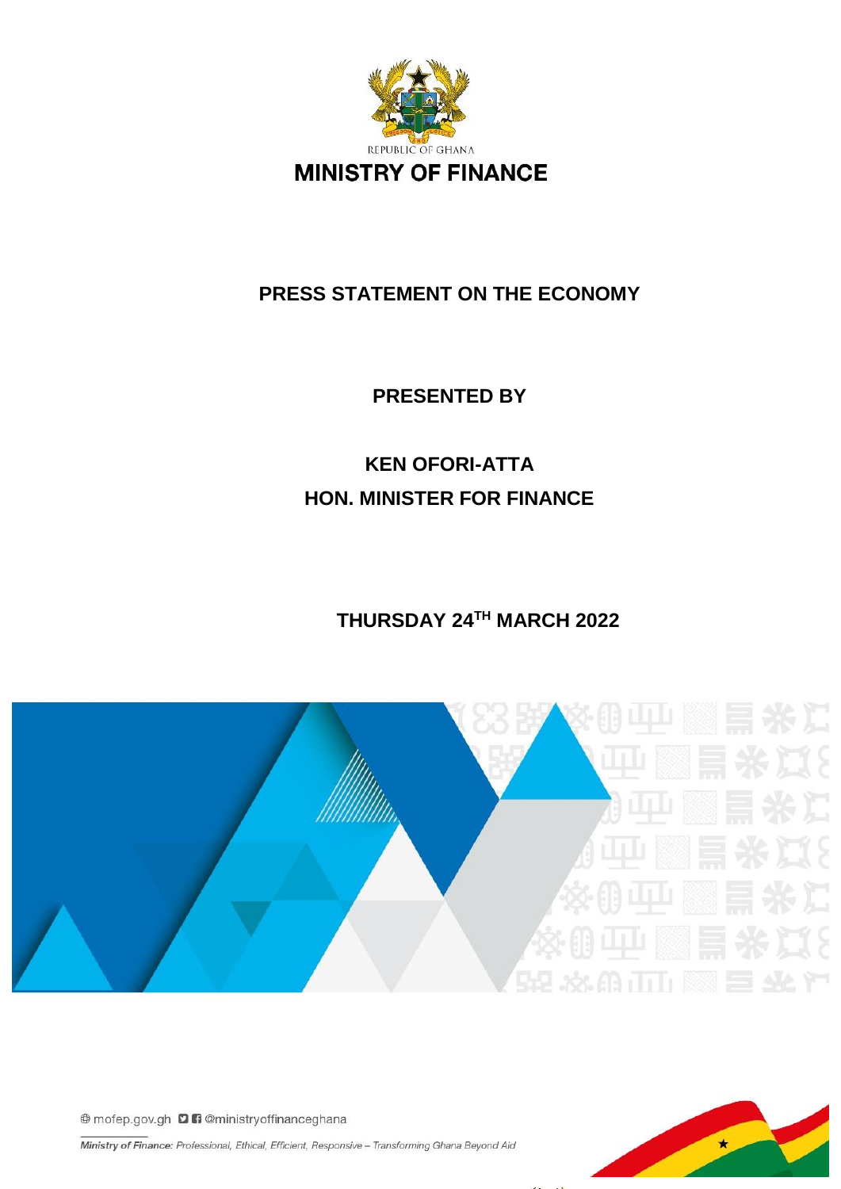REPUBLIC OF GHANA

# MINISTRY OF FINANCE

## PRESS STATEMENT ON THE ECONOMY

**PRESENTED BY**

**KEN OFORI-ATTA**

**HON. MINISTER FOR FINANCE**

**THURSDAY 24TH MARCH 2022**

mofep.gov.gh @ministryoffinanceghana

*Ministry of Finance: Professional, Ethical, Efficient, Responsive – Transforming Ghana Beyond Aid*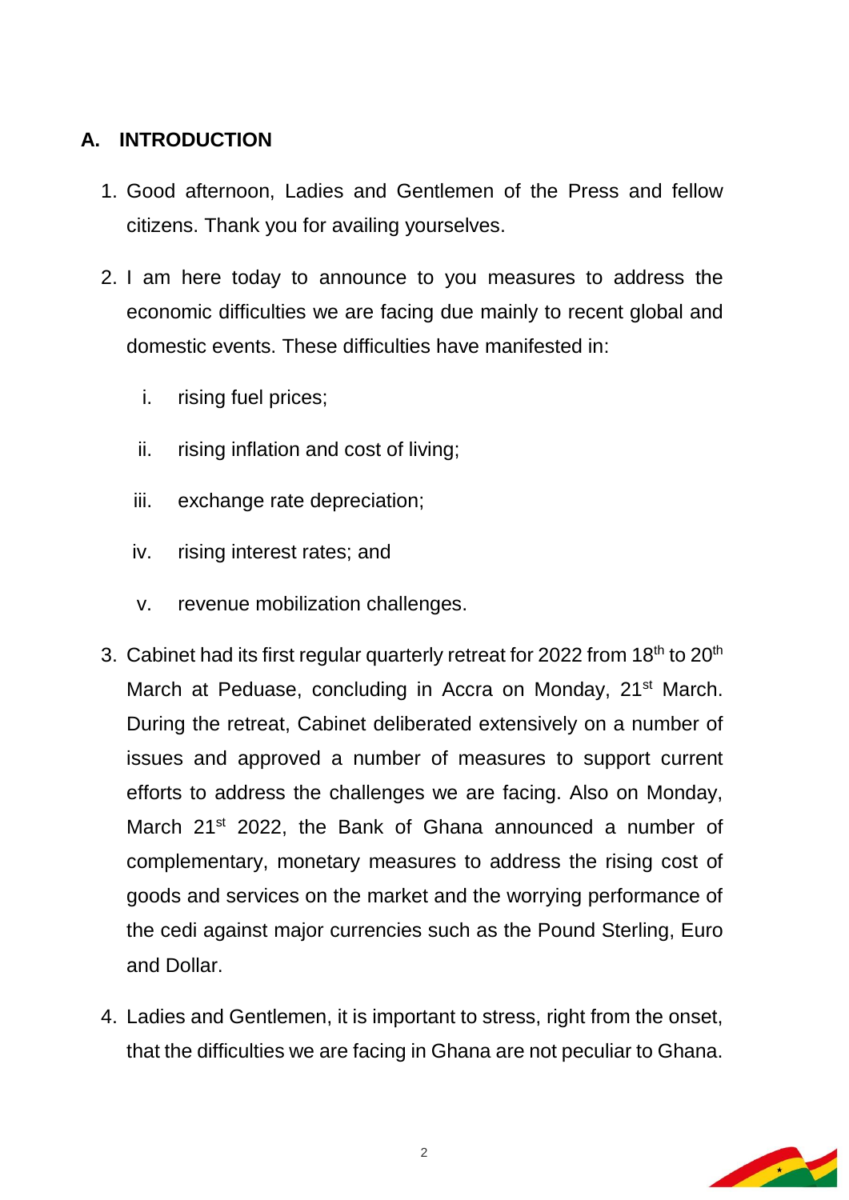## A. INTRODUCTION

1. Good afternoon, Ladies and Gentlemen of the Press and fellow citizens. Thank you for availing yourselves.

2. I am here today to announce to you measures to address the economic difficulties we are facing due mainly to recent global and domestic events. These difficulties have manifested in:

    i. rising fuel prices;

    ii. rising inflation and cost of living;

    iii. exchange rate depreciation;

    iv. rising interest rates; and

    v. revenue mobilization challenges.

3. Cabinet had its first regular quarterly retreat for 2022 from 18th to 20th March at Peduase, concluding in Accra on Monday, 21st March. During the retreat, Cabinet deliberated extensively on a number of issues and approved a number of measures to support current efforts to address the challenges we are facing. Also on Monday, March 21st 2022, the Bank of Ghana announced a number of complementary, monetary measures to address the rising cost of goods and services on the market and the worrying performance of the cedi against major currencies such as the Pound Sterling, Euro and Dollar.

4. Ladies and Gentlemen, it is important to stress, right from the onset, that the difficulties we are facing in Ghana are not peculiar to Ghana.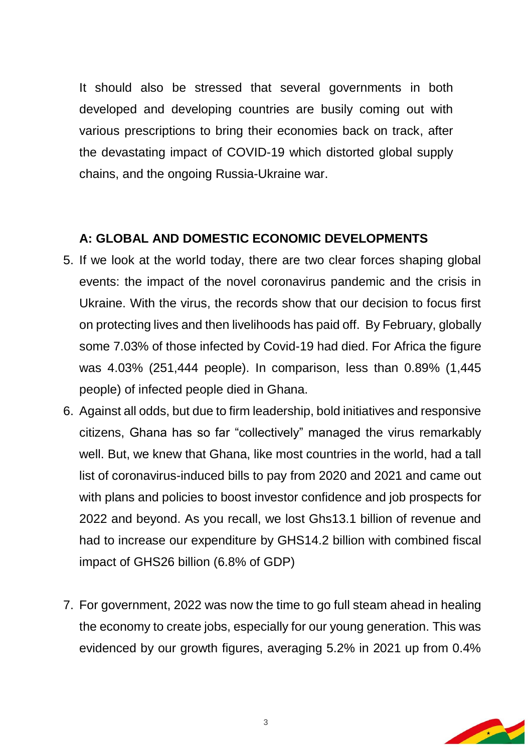It should also be stressed that several governments in both developed and developing countries are busily coming out with various prescriptions to bring their economies back on track, after the devastating impact of COVID-19 which distorted global supply chains, and the ongoing Russia-Ukraine war.

## A: GLOBAL AND DOMESTIC ECONOMIC DEVELOPMENTS

5. If we look at the world today, there are two clear forces shaping global events: the impact of the novel coronavirus pandemic and the crisis in Ukraine. With the virus, the records show that our decision to focus first on protecting lives and then livelihoods has paid off. By February, globally some 7.03% of those infected by Covid-19 had died. For Africa the figure was 4.03% (251,444 people). In comparison, less than 0.89% (1,445 people) of infected people died in Ghana.
6. Against all odds, but due to firm leadership, bold initiatives and responsive citizens, Ghana has so far "collectively" managed the virus remarkably well. But, we knew that Ghana, like most countries in the world, had a tall list of coronavirus-induced bills to pay from 2020 and 2021 and came out with plans and policies to boost investor confidence and job prospects for 2022 and beyond. As you recall, we lost Ghs13.1 billion of revenue and had to increase our expenditure by GHS14.2 billion with combined fiscal impact of GHS26 billion (6.8% of GDP)
7. For government, 2022 was now the time to go full steam ahead in healing the economy to create jobs, especially for our young generation. This was evidenced by our growth figures, averaging 5.2% in 2021 up from 0.4%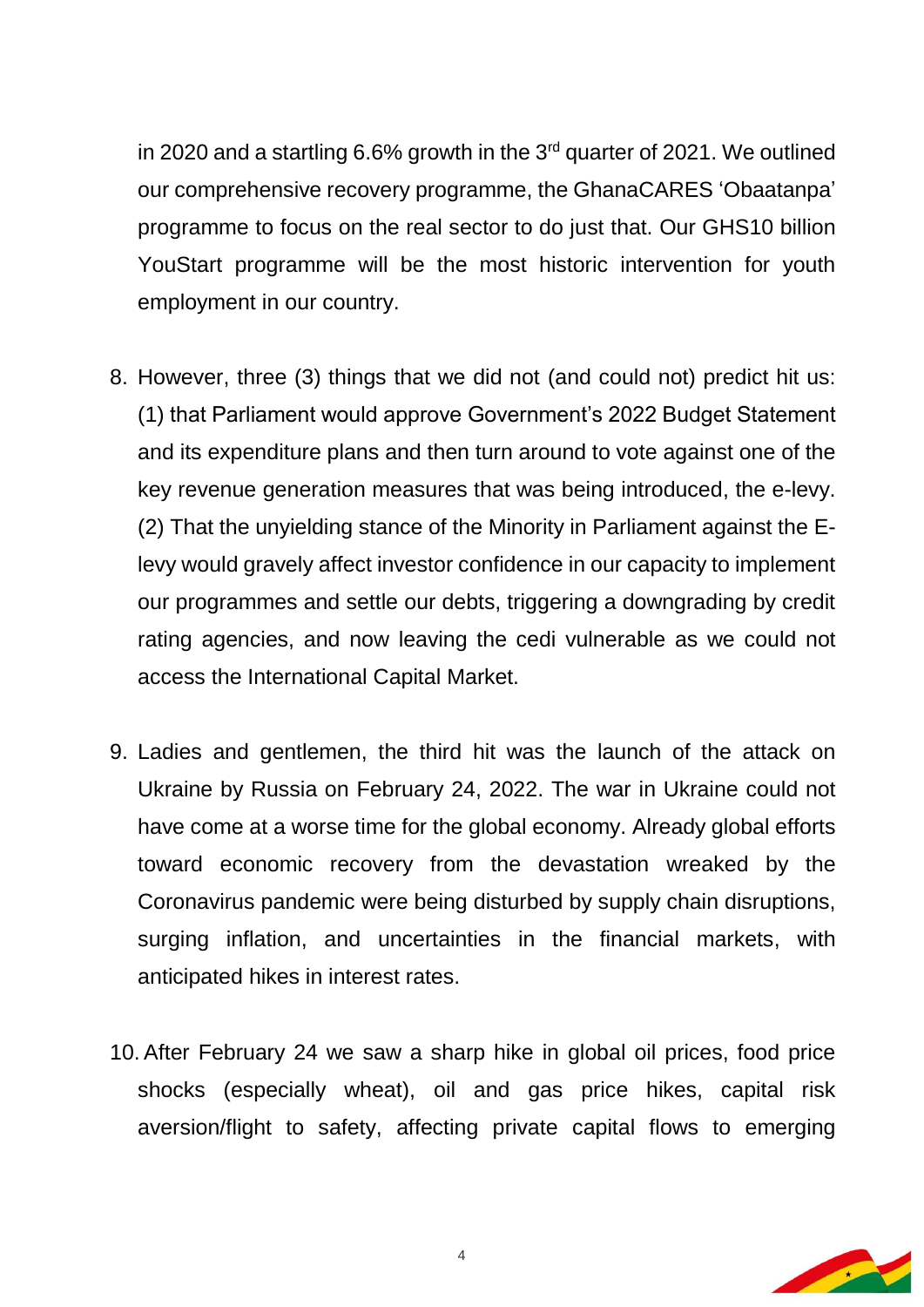in 2020 and a startling 6.6% growth in the 3rd quarter of 2021. We outlined our comprehensive recovery programme, the GhanaCARES 'Obaatanpa' programme to focus on the real sector to do just that. Our GHS10 billion YouStart programme will be the most historic intervention for youth employment in our country.

8. However, three (3) things that we did not (and could not) predict hit us: (1) that Parliament would approve Government's 2022 Budget Statement and its expenditure plans and then turn around to vote against one of the key revenue generation measures that was being introduced, the e-levy. (2) That the unyielding stance of the Minority in Parliament against the E-levy would gravely affect investor confidence in our capacity to implement our programmes and settle our debts, triggering a downgrading by credit rating agencies, and now leaving the cedi vulnerable as we could not access the International Capital Market.

9. Ladies and gentlemen, the third hit was the launch of the attack on Ukraine by Russia on February 24, 2022. The war in Ukraine could not have come at a worse time for the global economy. Already global efforts toward economic recovery from the devastation wreaked by the Coronavirus pandemic were being disturbed by supply chain disruptions, surging inflation, and uncertainties in the financial markets, with anticipated hikes in interest rates.

10. After February 24 we saw a sharp hike in global oil prices, food price shocks (especially wheat), oil and gas price hikes, capital risk aversion/flight to safety, affecting private capital flows to emerging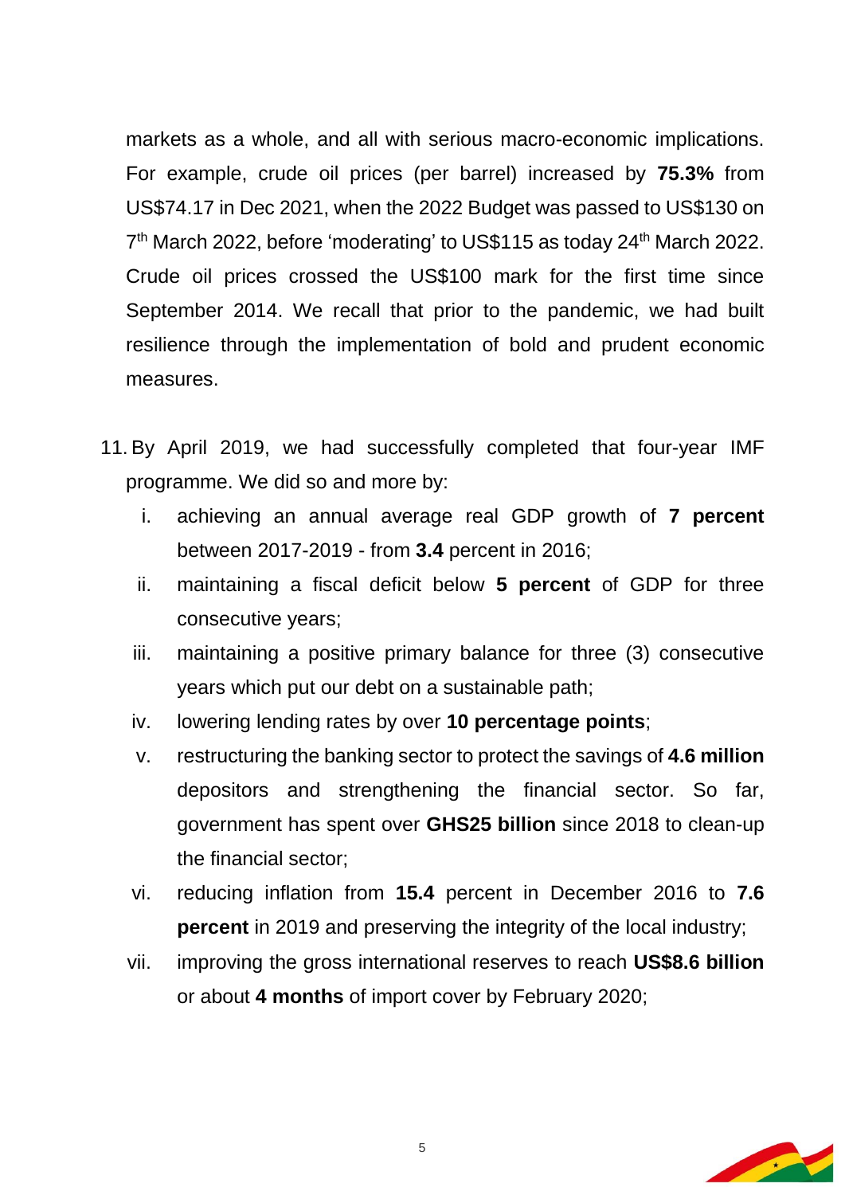markets as a whole, and all with serious macro-economic implications. For example, crude oil prices (per barrel) increased by **75.3%** from US$74.17 in Dec 2021, when the 2022 Budget was passed to US$130 on 7th March 2022, before 'moderating' to US$115 as today 24th March 2022. Crude oil prices crossed the US$100 mark for the first time since September 2014. We recall that prior to the pandemic, we had built resilience through the implementation of bold and prudent economic measures.

11. By April 2019, we had successfully completed that four-year IMF programme. We did so and more by:

    i. achieving an annual average real GDP growth of **7 percent** between 2017-2019 - from **3.4** percent in 2016;
    ii. maintaining a fiscal deficit below **5 percent** of GDP for three consecutive years;
    iii. maintaining a positive primary balance for three (3) consecutive years which put our debt on a sustainable path;
    iv. lowering lending rates by over **10 percentage points**;
    v. restructuring the banking sector to protect the savings of **4.6 million** depositors and strengthening the financial sector. So far, government has spent over **GHS25 billion** since 2018 to clean-up the financial sector;
    vi. reducing inflation from **15.4** percent in December 2016 to **7.6 percent** in 2019 and preserving the integrity of the local industry;
    vii. improving the gross international reserves to reach **US$8.6 billion** or about **4 months** of import cover by February 2020;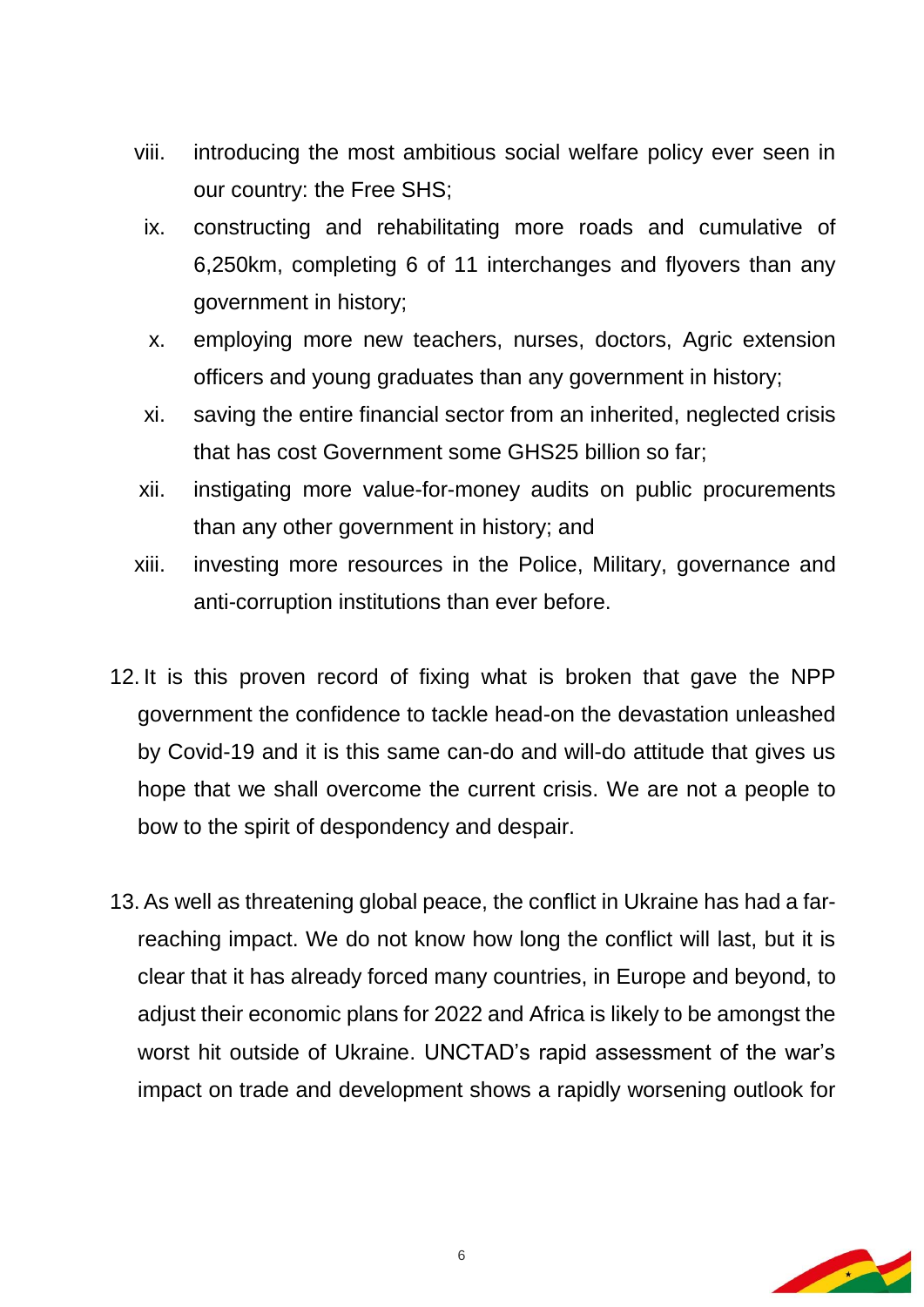viii. introducing the most ambitious social welfare policy ever seen in our country: the Free SHS;

ix. constructing and rehabilitating more roads and cumulative of 6,250km, completing 6 of 11 interchanges and flyovers than any government in history;

x. employing more new teachers, nurses, doctors, Agric extension officers and young graduates than any government in history;

xi. saving the entire financial sector from an inherited, neglected crisis that has cost Government some GHS25 billion so far;

xii. instigating more value-for-money audits on public procurements than any other government in history; and

xiii. investing more resources in the Police, Military, governance and anti-corruption institutions than ever before.

12. It is this proven record of fixing what is broken that gave the NPP government the confidence to tackle head-on the devastation unleashed by Covid-19 and it is this same can-do and will-do attitude that gives us hope that we shall overcome the current crisis. We are not a people to bow to the spirit of despondency and despair.

13. As well as threatening global peace, the conflict in Ukraine has had a far-reaching impact. We do not know how long the conflict will last, but it is clear that it has already forced many countries, in Europe and beyond, to adjust their economic plans for 2022 and Africa is likely to be amongst the worst hit outside of Ukraine. UNCTAD's rapid assessment of the war's impact on trade and development shows a rapidly worsening outlook for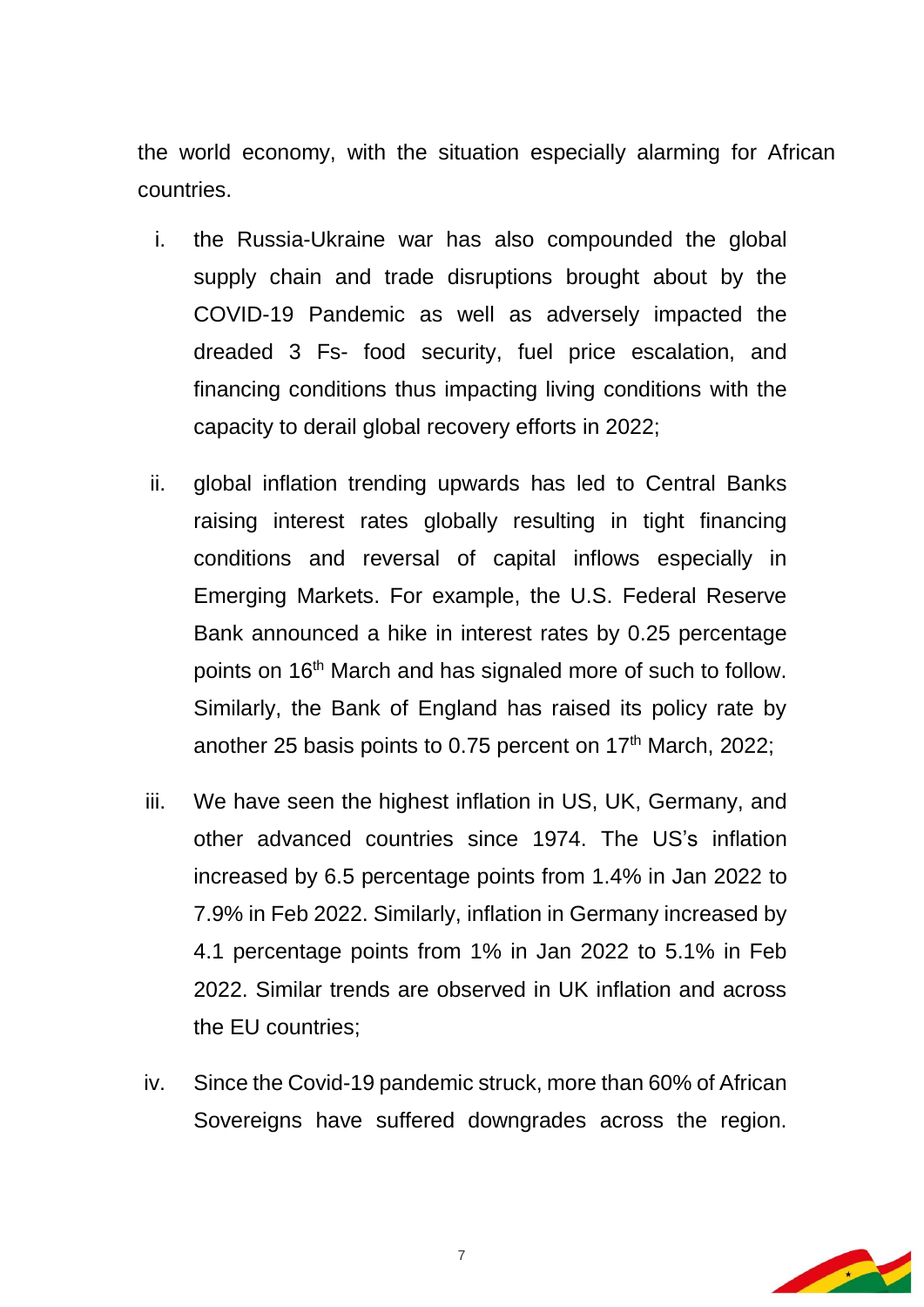the world economy, with the situation especially alarming for African countries.

i. the Russia-Ukraine war has also compounded the global supply chain and trade disruptions brought about by the COVID-19 Pandemic as well as adversely impacted the dreaded 3 Fs- food security, fuel price escalation, and financing conditions thus impacting living conditions with the capacity to derail global recovery efforts in 2022;

ii. global inflation trending upwards has led to Central Banks raising interest rates globally resulting in tight financing conditions and reversal of capital inflows especially in Emerging Markets. For example, the U.S. Federal Reserve Bank announced a hike in interest rates by 0.25 percentage points on 16th March and has signaled more of such to follow. Similarly, the Bank of England has raised its policy rate by another 25 basis points to 0.75 percent on 17th March, 2022;

iii. We have seen the highest inflation in US, UK, Germany, and other advanced countries since 1974. The US's inflation increased by 6.5 percentage points from 1.4% in Jan 2022 to 7.9% in Feb 2022. Similarly, inflation in Germany increased by 4.1 percentage points from 1% in Jan 2022 to 5.1% in Feb 2022. Similar trends are observed in UK inflation and across the EU countries;

iv. Since the Covid-19 pandemic struck, more than 60% of African Sovereigns have suffered downgrades across the region.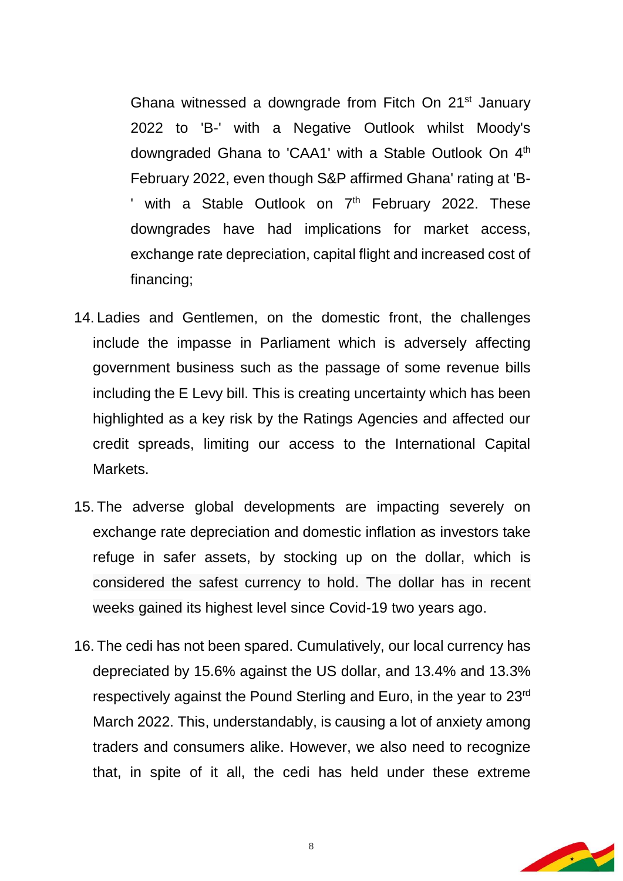Ghana witnessed a downgrade from Fitch On 21st January 2022 to 'B-' with a Negative Outlook whilst Moody's downgraded Ghana to 'CAA1' with a Stable Outlook On 4th February 2022, even though S&P affirmed Ghana' rating at 'B-' with a Stable Outlook on 7th February 2022. These downgrades have had implications for market access, exchange rate depreciation, capital flight and increased cost of financing;

14. Ladies and Gentlemen, on the domestic front, the challenges include the impasse in Parliament which is adversely affecting government business such as the passage of some revenue bills including the E Levy bill. This is creating uncertainty which has been highlighted as a key risk by the Ratings Agencies and affected our credit spreads, limiting our access to the International Capital Markets.

15. The adverse global developments are impacting severely on exchange rate depreciation and domestic inflation as investors take refuge in safer assets, by stocking up on the dollar, which is considered the safest currency to hold. The dollar has in recent weeks gained its highest level since Covid-19 two years ago.

16. The cedi has not been spared. Cumulatively, our local currency has depreciated by 15.6% against the US dollar, and 13.4% and 13.3% respectively against the Pound Sterling and Euro, in the year to 23rd March 2022. This, understandably, is causing a lot of anxiety among traders and consumers alike. However, we also need to recognize that, in spite of it all, the cedi has held under these extreme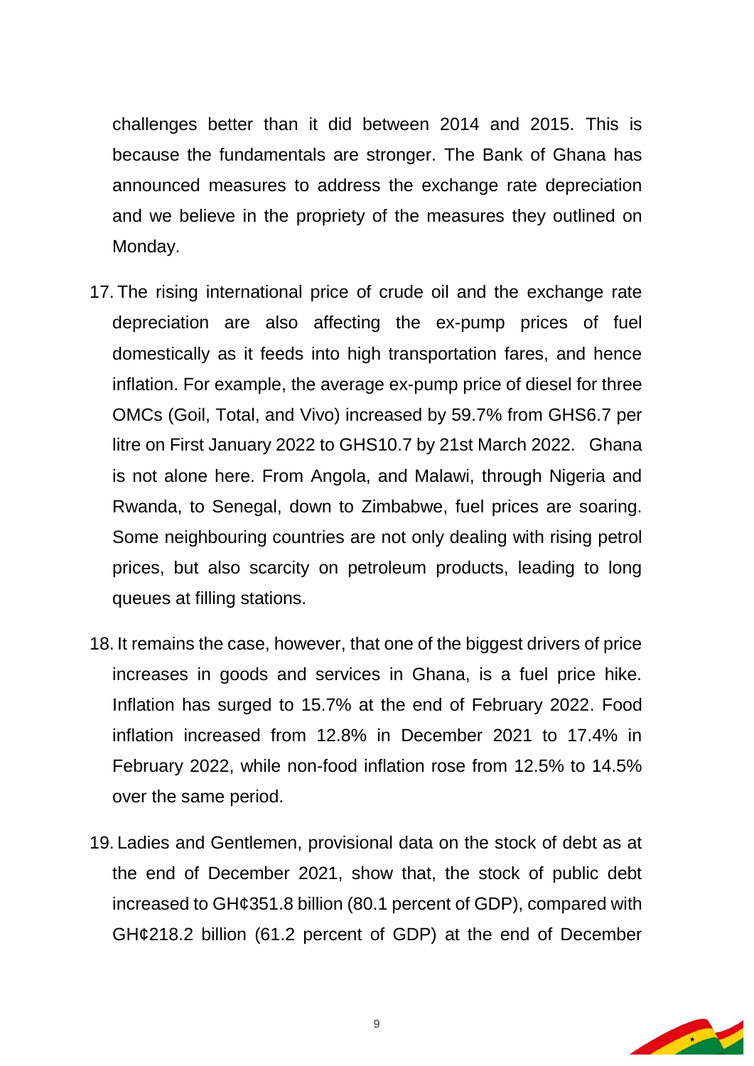challenges better than it did between 2014 and 2015. This is because the fundamentals are stronger. The Bank of Ghana has announced measures to address the exchange rate depreciation and we believe in the propriety of the measures they outlined on Monday.

17. The rising international price of crude oil and the exchange rate depreciation are also affecting the ex-pump prices of fuel domestically as it feeds into high transportation fares, and hence inflation. For example, the average ex-pump price of diesel for three OMCs (Goil, Total, and Vivo) increased by 59.7% from GHS6.7 per litre on First January 2022 to GHS10.7 by 21st March 2022. Ghana is not alone here. From Angola, and Malawi, through Nigeria and Rwanda, to Senegal, down to Zimbabwe, fuel prices are soaring. Some neighbouring countries are not only dealing with rising petrol prices, but also scarcity on petroleum products, leading to long queues at filling stations.

18. It remains the case, however, that one of the biggest drivers of price increases in goods and services in Ghana, is a fuel price hike. Inflation has surged to 15.7% at the end of February 2022. Food inflation increased from 12.8% in December 2021 to 17.4% in February 2022, while non-food inflation rose from 12.5% to 14.5% over the same period.

19. Ladies and Gentlemen, provisional data on the stock of debt as at the end of December 2021, show that, the stock of public debt increased to GH¢351.8 billion (80.1 percent of GDP), compared with GH¢218.2 billion (61.2 percent of GDP) at the end of December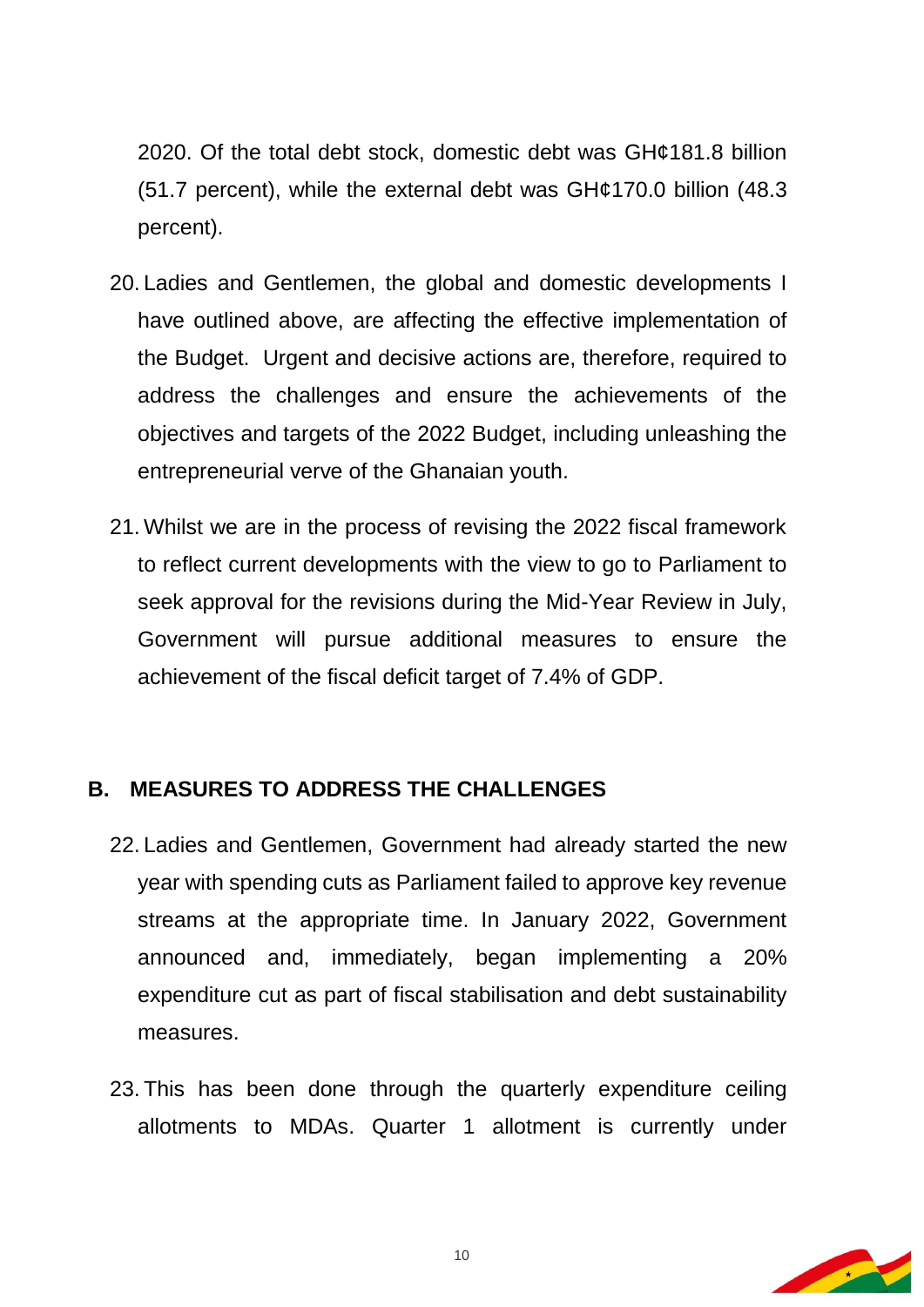2020. Of the total debt stock, domestic debt was GH¢181.8 billion (51.7 percent), while the external debt was GH¢170.0 billion (48.3 percent).

20. Ladies and Gentlemen, the global and domestic developments I have outlined above, are affecting the effective implementation of the Budget. Urgent and decisive actions are, therefore, required to address the challenges and ensure the achievements of the objectives and targets of the 2022 Budget, including unleashing the entrepreneurial verve of the Ghanaian youth.

21. Whilst we are in the process of revising the 2022 fiscal framework to reflect current developments with the view to go to Parliament to seek approval for the revisions during the Mid-Year Review in July, Government will pursue additional measures to ensure the achievement of the fiscal deficit target of 7.4% of GDP.

## B. MEASURES TO ADDRESS THE CHALLENGES

22. Ladies and Gentlemen, Government had already started the new year with spending cuts as Parliament failed to approve key revenue streams at the appropriate time. In January 2022, Government announced and, immediately, began implementing a 20% expenditure cut as part of fiscal stabilisation and debt sustainability measures.

23. This has been done through the quarterly expenditure ceiling allotments to MDAs. Quarter 1 allotment is currently under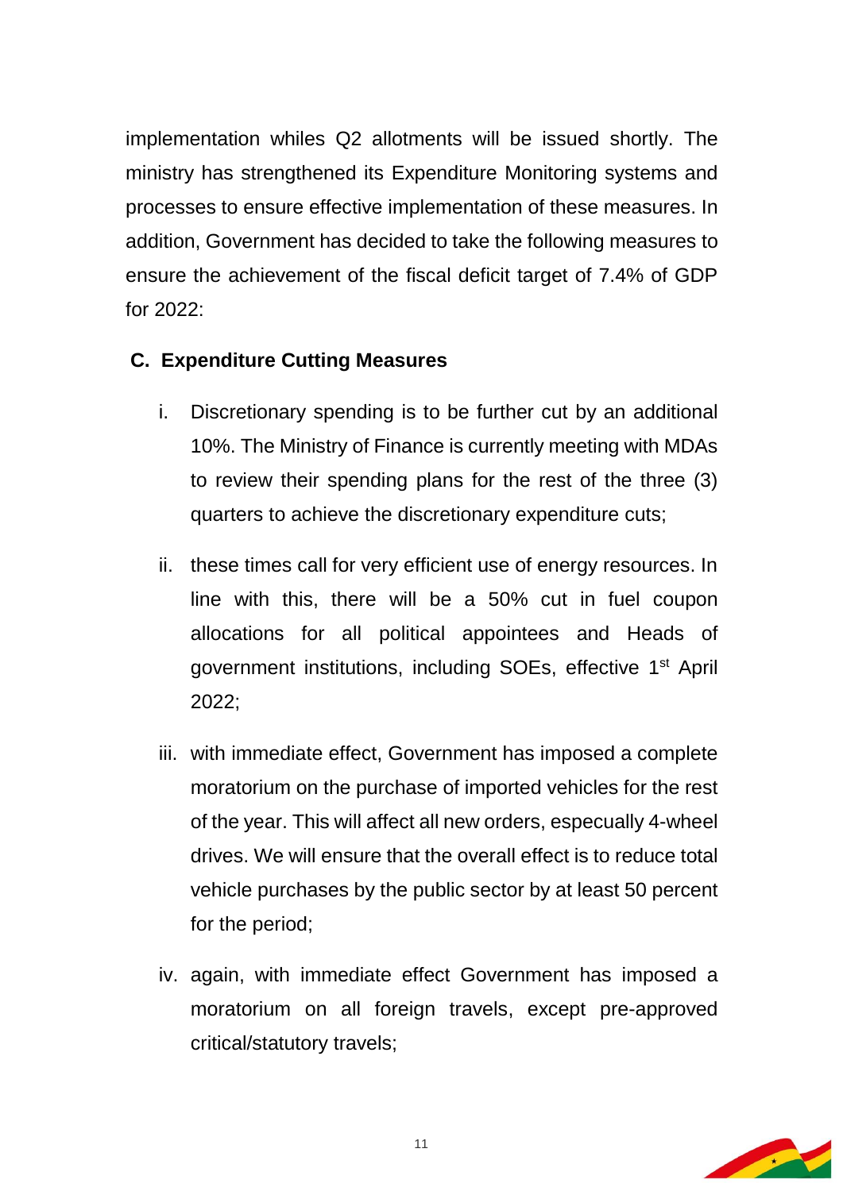implementation whiles Q2 allotments will be issued shortly. The ministry has strengthened its Expenditure Monitoring systems and processes to ensure effective implementation of these measures. In addition, Government has decided to take the following measures to ensure the achievement of the fiscal deficit target of 7.4% of GDP for 2022:

**C. Expenditure Cutting Measures**

i. Discretionary spending is to be further cut by an additional 10%. The Ministry of Finance is currently meeting with MDAs to review their spending plans for the rest of the three (3) quarters to achieve the discretionary expenditure cuts;

ii. these times call for very efficient use of energy resources. In line with this, there will be a 50% cut in fuel coupon allocations for all political appointees and Heads of government institutions, including SOEs, effective 1st April 2022;

iii. with immediate effect, Government has imposed a complete moratorium on the purchase of imported vehicles for the rest of the year. This will affect all new orders, especually 4-wheel drives. We will ensure that the overall effect is to reduce total vehicle purchases by the public sector by at least 50 percent for the period;

iv. again, with immediate effect Government has imposed a moratorium on all foreign travels, except pre-approved critical/statutory travels;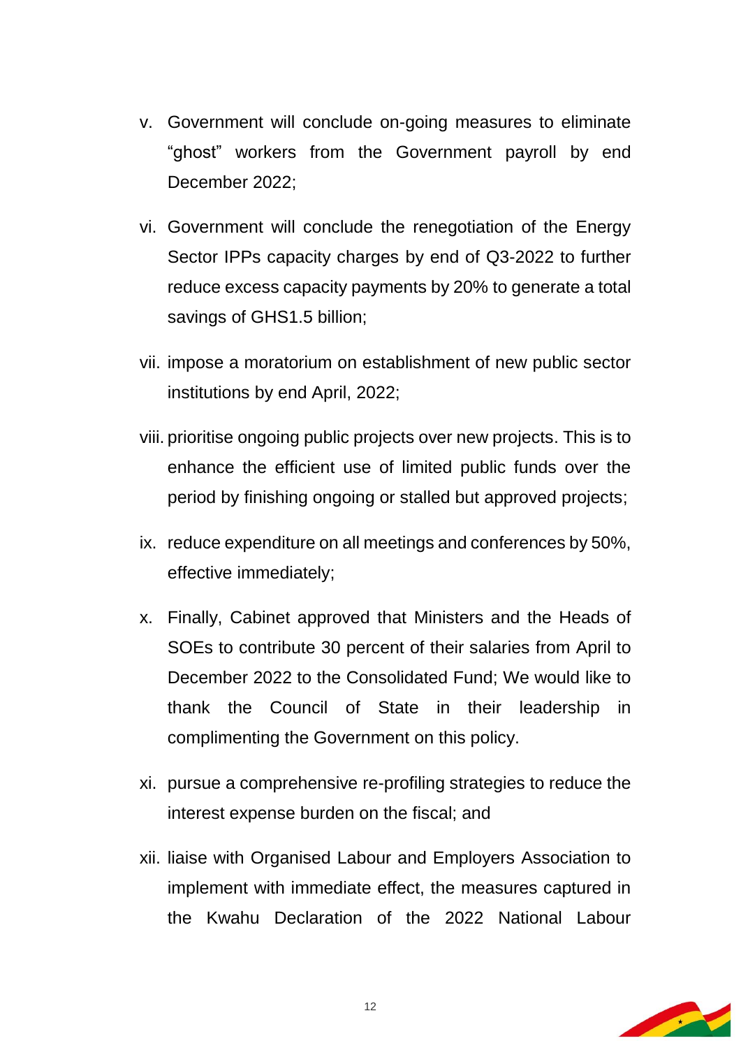v. Government will conclude on-going measures to eliminate “ghost” workers from the Government payroll by end December 2022;

vi. Government will conclude the renegotiation of the Energy Sector IPPs capacity charges by end of Q3-2022 to further reduce excess capacity payments by 20% to generate a total savings of GHS1.5 billion;

vii. impose a moratorium on establishment of new public sector institutions by end April, 2022;

viii. prioritise ongoing public projects over new projects. This is to enhance the efficient use of limited public funds over the period by finishing ongoing or stalled but approved projects;

ix. reduce expenditure on all meetings and conferences by 50%, effective immediately;

x. Finally, Cabinet approved that Ministers and the Heads of SOEs to contribute 30 percent of their salaries from April to December 2022 to the Consolidated Fund; We would like to thank the Council of State in their leadership in complimenting the Government on this policy.

xi. pursue a comprehensive re-profiling strategies to reduce the interest expense burden on the fiscal; and

xii. liaise with Organised Labour and Employers Association to implement with immediate effect, the measures captured in the Kwahu Declaration of the 2022 National Labour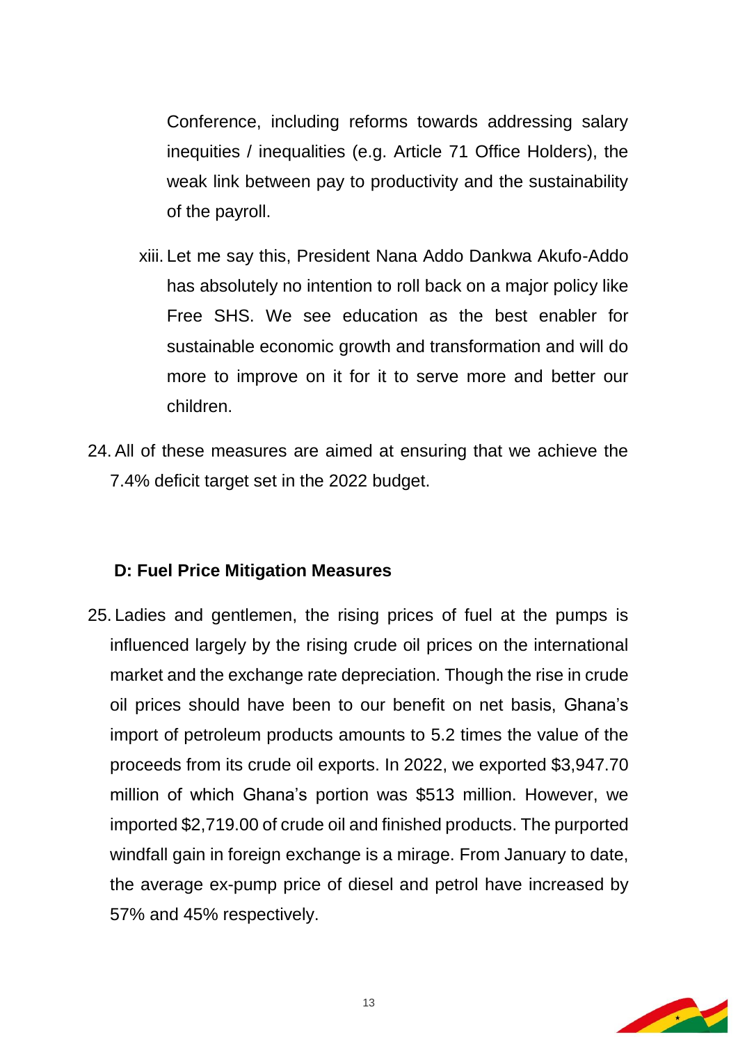Conference, including reforms towards addressing salary inequities / inequalities (e.g. Article 71 Office Holders), the weak link between pay to productivity and the sustainability of the payroll.

xiii. Let me say this, President Nana Addo Dankwa Akufo-Addo has absolutely no intention to roll back on a major policy like Free SHS. We see education as the best enabler for sustainable economic growth and transformation and will do more to improve on it for it to serve more and better our children.

24. All of these measures are aimed at ensuring that we achieve the 7.4% deficit target set in the 2022 budget.

**D: Fuel Price Mitigation Measures**

25. Ladies and gentlemen, the rising prices of fuel at the pumps is influenced largely by the rising crude oil prices on the international market and the exchange rate depreciation. Though the rise in crude oil prices should have been to our benefit on net basis, Ghana's import of petroleum products amounts to 5.2 times the value of the proceeds from its crude oil exports. In 2022, we exported $3,947.70 million of which Ghana's portion was $513 million. However, we imported $2,719.00 of crude oil and finished products. The purported windfall gain in foreign exchange is a mirage. From January to date, the average ex-pump price of diesel and petrol have increased by 57% and 45% respectively.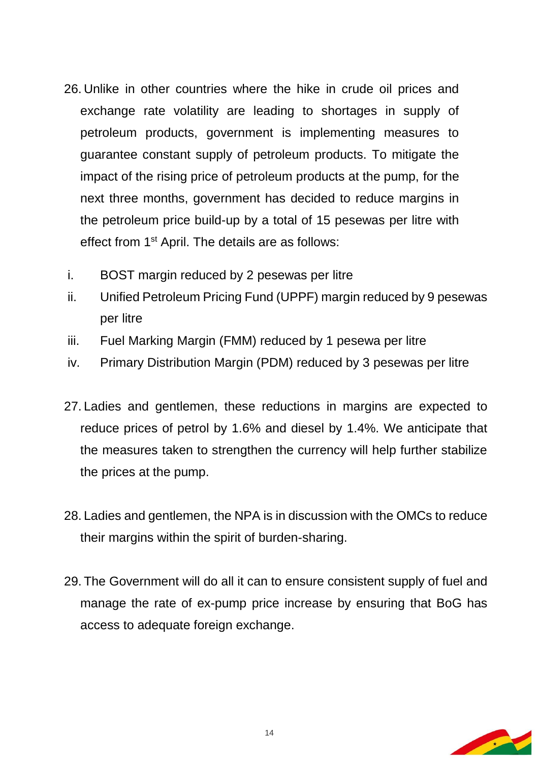26. Unlike in other countries where the hike in crude oil prices and exchange rate volatility are leading to shortages in supply of petroleum products, government is implementing measures to guarantee constant supply of petroleum products. To mitigate the impact of the rising price of petroleum products at the pump, for the next three months, government has decided to reduce margins in the petroleum price build-up by a total of 15 pesewas per litre with effect from 1st April. The details are as follows:

    i. BOST margin reduced by 2 pesewas per litre
    ii. Unified Petroleum Pricing Fund (UPPF) margin reduced by 9 pesewas per litre
    iii. Fuel Marking Margin (FMM) reduced by 1 pesewa per litre
    iv. Primary Distribution Margin (PDM) reduced by 3 pesewas per litre

27. Ladies and gentlemen, these reductions in margins are expected to reduce prices of petrol by 1.6% and diesel by 1.4%. We anticipate that the measures taken to strengthen the currency will help further stabilize the prices at the pump.

28. Ladies and gentlemen, the NPA is in discussion with the OMCs to reduce their margins within the spirit of burden-sharing.

29. The Government will do all it can to ensure consistent supply of fuel and manage the rate of ex-pump price increase by ensuring that BoG has access to adequate foreign exchange.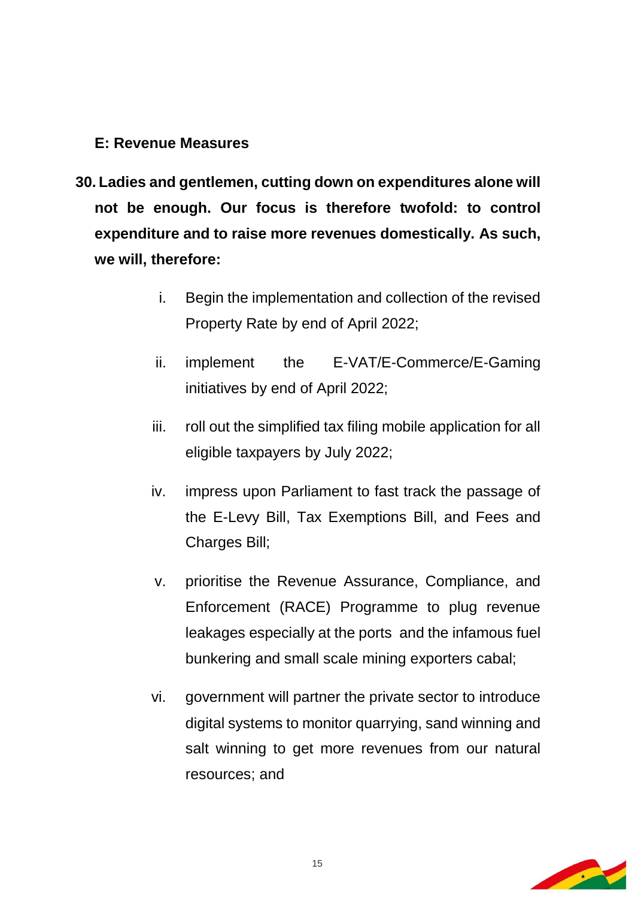**E: Revenue Measures**

30. **Ladies and gentlemen, cutting down on expenditures alone will not be enough. Our focus is therefore twofold: to control expenditure and to raise more revenues domestically. As such, we will, therefore:**

    i. Begin the implementation and collection of the revised Property Rate by end of April 2022;

    ii. implement the E-VAT/E-Commerce/E-Gaming initiatives by end of April 2022;

    iii. roll out the simplified tax filing mobile application for all eligible taxpayers by July 2022;

    iv. impress upon Parliament to fast track the passage of the E-Levy Bill, Tax Exemptions Bill, and Fees and Charges Bill;

    v. prioritise the Revenue Assurance, Compliance, and Enforcement (RACE) Programme to plug revenue leakages especially at the ports and the infamous fuel bunkering and small scale mining exporters cabal;

    vi. government will partner the private sector to introduce digital systems to monitor quarrying, sand winning and salt winning to get more revenues from our natural resources; and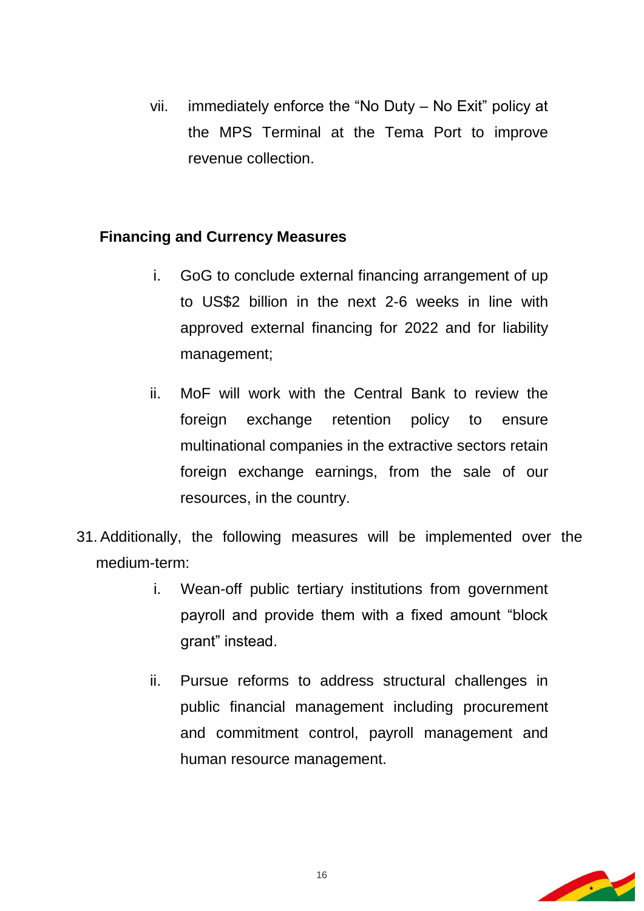vii. immediately enforce the "No Duty – No Exit" policy at the MPS Terminal at the Tema Port to improve revenue collection.

**Financing and Currency Measures**

i. GoG to conclude external financing arrangement of up to US$2 billion in the next 2-6 weeks in line with approved external financing for 2022 and for liability management;

ii. MoF will work with the Central Bank to review the foreign exchange retention policy to ensure multinational companies in the extractive sectors retain foreign exchange earnings, from the sale of our resources, in the country.

31. Additionally, the following measures will be implemented over the medium-term:

i. Wean-off public tertiary institutions from government payroll and provide them with a fixed amount "block grant" instead.

ii. Pursue reforms to address structural challenges in public financial management including procurement and commitment control, payroll management and human resource management.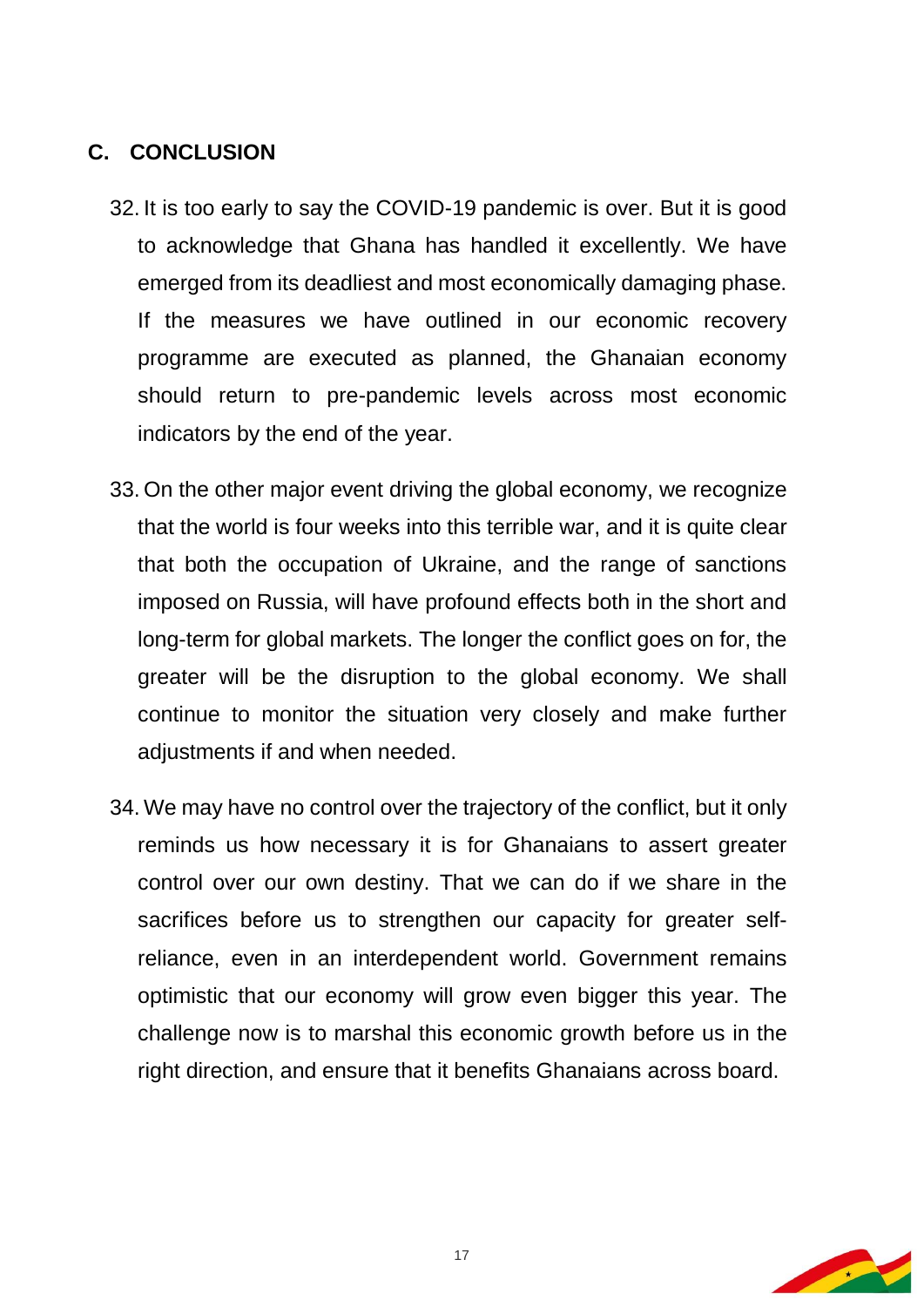## C. CONCLUSION

32. It is too early to say the COVID-19 pandemic is over. But it is good to acknowledge that Ghana has handled it excellently. We have emerged from its deadliest and most economically damaging phase. If the measures we have outlined in our economic recovery programme are executed as planned, the Ghanaian economy should return to pre-pandemic levels across most economic indicators by the end of the year.

33. On the other major event driving the global economy, we recognize that the world is four weeks into this terrible war, and it is quite clear that both the occupation of Ukraine, and the range of sanctions imposed on Russia, will have profound effects both in the short and long-term for global markets. The longer the conflict goes on for, the greater will be the disruption to the global economy. We shall continue to monitor the situation very closely and make further adjustments if and when needed.

34. We may have no control over the trajectory of the conflict, but it only reminds us how necessary it is for Ghanaians to assert greater control over our own destiny. That we can do if we share in the sacrifices before us to strengthen our capacity for greater self-reliance, even in an interdependent world. Government remains optimistic that our economy will grow even bigger this year. The challenge now is to marshal this economic growth before us in the right direction, and ensure that it benefits Ghanaians across board.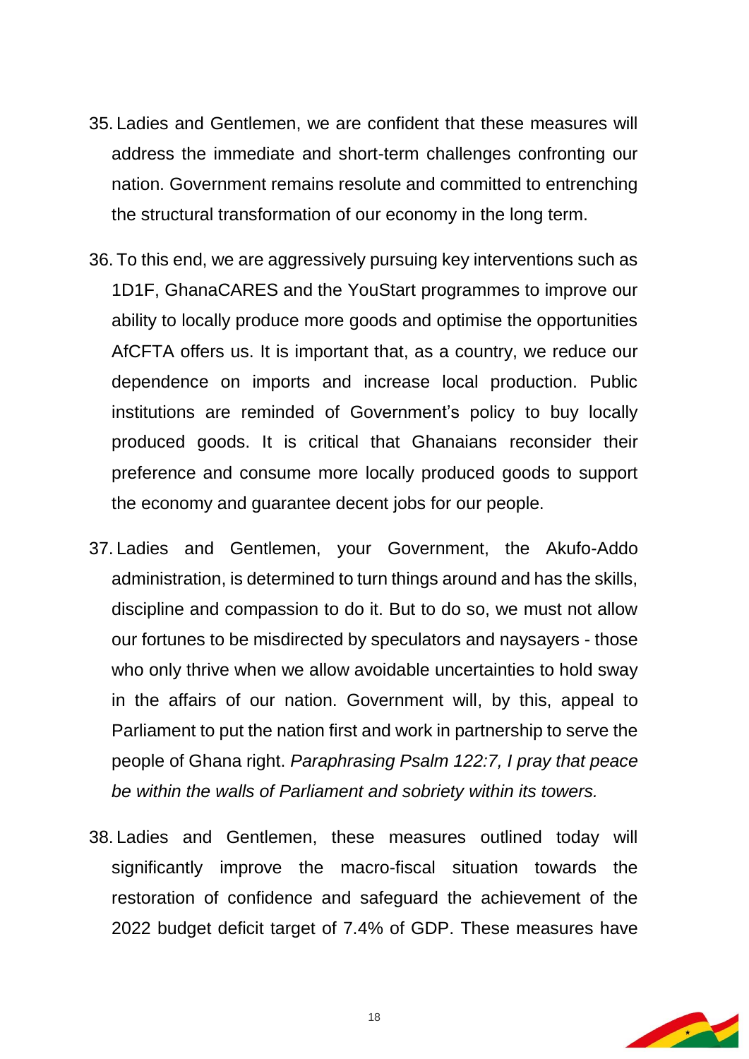35. Ladies and Gentlemen, we are confident that these measures will address the immediate and short-term challenges confronting our nation. Government remains resolute and committed to entrenching the structural transformation of our economy in the long term.

36. To this end, we are aggressively pursuing key interventions such as 1D1F, GhanaCARES and the YouStart programmes to improve our ability to locally produce more goods and optimise the opportunities AfCFTA offers us. It is important that, as a country, we reduce our dependence on imports and increase local production. Public institutions are reminded of Government's policy to buy locally produced goods. It is critical that Ghanaians reconsider their preference and consume more locally produced goods to support the economy and guarantee decent jobs for our people.

37. Ladies and Gentlemen, your Government, the Akufo-Addo administration, is determined to turn things around and has the skills, discipline and compassion to do it. But to do so, we must not allow our fortunes to be misdirected by speculators and naysayers - those who only thrive when we allow avoidable uncertainties to hold sway in the affairs of our nation. Government will, by this, appeal to Parliament to put the nation first and work in partnership to serve the people of Ghana right. *Paraphrasing Psalm 122:7, I pray that peace be within the walls of Parliament and sobriety within its towers.*

38. Ladies and Gentlemen, these measures outlined today will significantly improve the macro-fiscal situation towards the restoration of confidence and safeguard the achievement of the 2022 budget deficit target of 7.4% of GDP. These measures have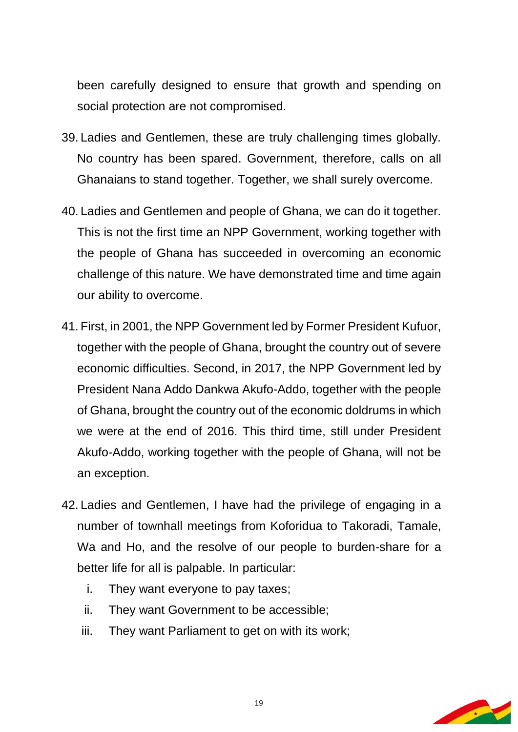been carefully designed to ensure that growth and spending on social protection are not compromised.

39. Ladies and Gentlemen, these are truly challenging times globally. No country has been spared. Government, therefore, calls on all Ghanaians to stand together. Together, we shall surely overcome.

40. Ladies and Gentlemen and people of Ghana, we can do it together. This is not the first time an NPP Government, working together with the people of Ghana has succeeded in overcoming an economic challenge of this nature. We have demonstrated time and time again our ability to overcome.

41. First, in 2001, the NPP Government led by Former President Kufuor, together with the people of Ghana, brought the country out of severe economic difficulties. Second, in 2017, the NPP Government led by President Nana Addo Dankwa Akufo-Addo, together with the people of Ghana, brought the country out of the economic doldrums in which we were at the end of 2016. This third time, still under President Akufo-Addo, working together with the people of Ghana, will not be an exception.

42. Ladies and Gentlemen, I have had the privilege of engaging in a number of townhall meetings from Koforidua to Takoradi, Tamale, Wa and Ho, and the resolve of our people to burden-share for a better life for all is palpable. In particular:

    i. They want everyone to pay taxes;
    ii. They want Government to be accessible;
    iii. They want Parliament to get on with its work;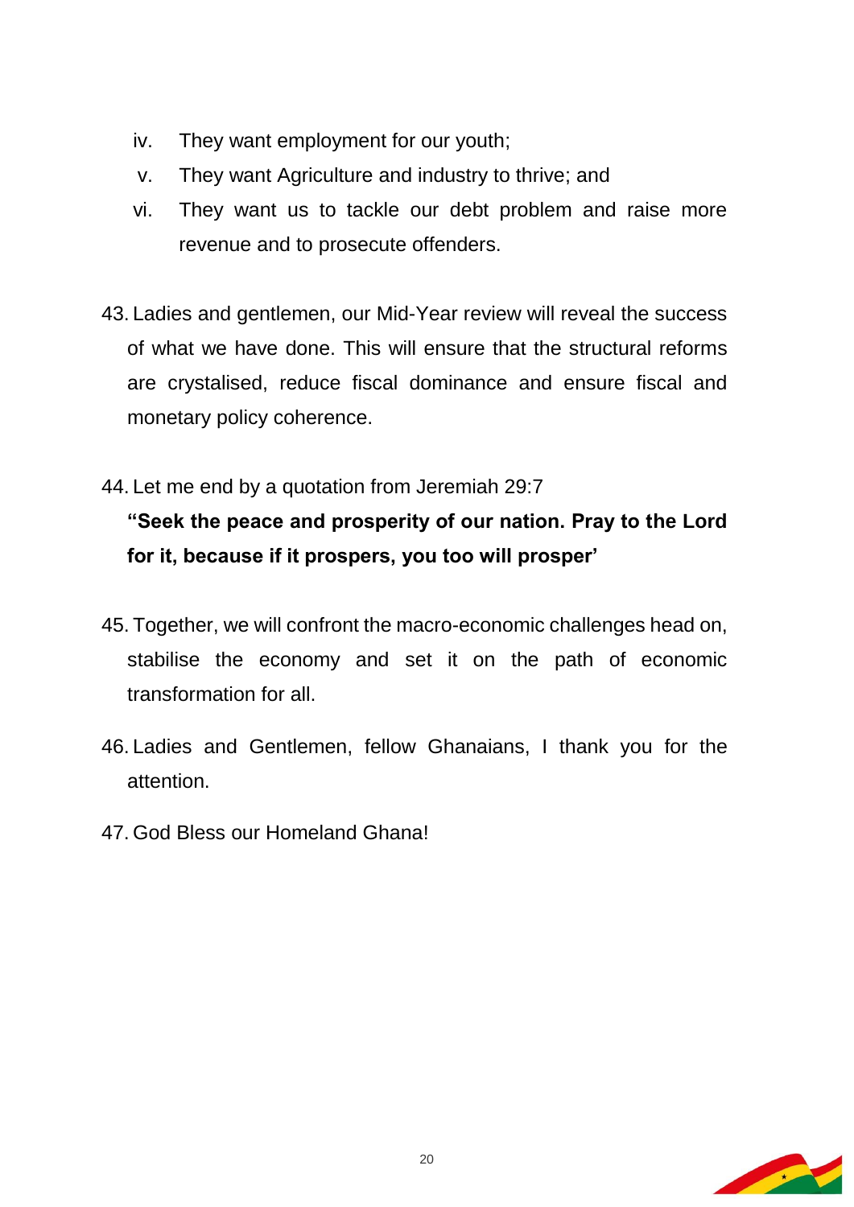iv. They want employment for our youth;

v. They want Agriculture and industry to thrive; and

vi. They want us to tackle our debt problem and raise more revenue and to prosecute offenders.

43. Ladies and gentlemen, our Mid-Year review will reveal the success of what we have done. This will ensure that the structural reforms are crystalised, reduce fiscal dominance and ensure fiscal and monetary policy coherence.

44. Let me end by a quotation from Jeremiah 29:7

**“Seek the peace and prosperity of our nation. Pray to the Lord for it, because if it prospers, you too will prosper’**

45. Together, we will confront the macro-economic challenges head on, stabilise the economy and set it on the path of economic transformation for all.

46. Ladies and Gentlemen, fellow Ghanaians, I thank you for the attention.

47. God Bless our Homeland Ghana!